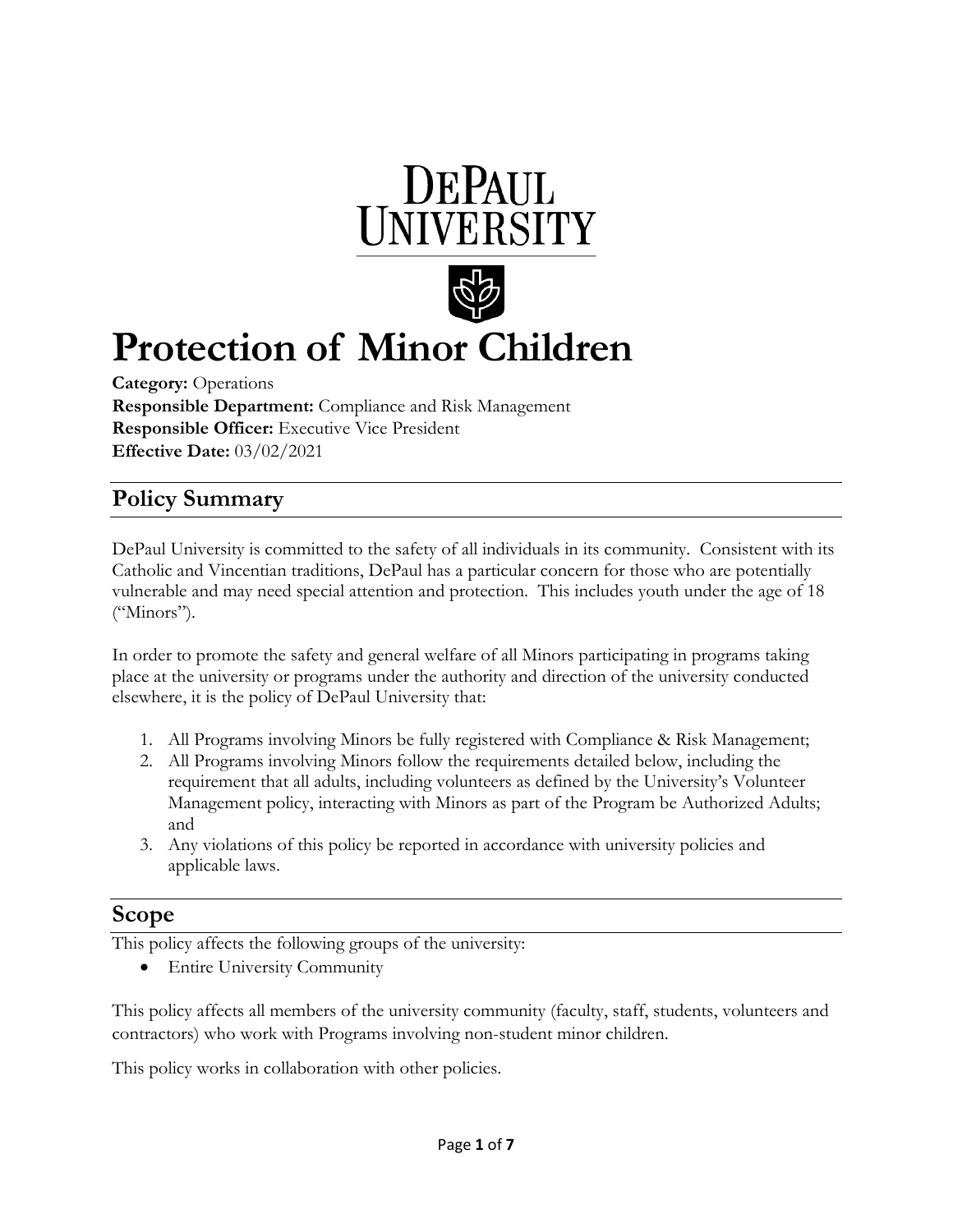# Protection of Minor Children

**Category:** Operations
**Responsible Department:** Compliance and Risk Management
**Responsible Officer:** Executive Vice President
**Effective Date:** 03/02/2021

## Policy Summary

DePaul University is committed to the safety of all individuals in its community. Consistent with its Catholic and Vincentian traditions, DePaul has a particular concern for those who are potentially vulnerable and may need special attention and protection. This includes youth under the age of 18 ("Minors").

In order to promote the safety and general welfare of all Minors participating in programs taking place at the university or programs under the authority and direction of the university conducted elsewhere, it is the policy of DePaul University that:

1. All Programs involving Minors be fully registered with Compliance & Risk Management;
2. All Programs involving Minors follow the requirements detailed below, including the requirement that all adults, including volunteers as defined by the University's Volunteer Management policy, interacting with Minors as part of the Program be Authorized Adults; and
3. Any violations of this policy be reported in accordance with university policies and applicable laws.

## Scope

This policy affects the following groups of the university:

- Entire University Community

This policy affects all members of the university community (faculty, staff, students, volunteers and contractors) who work with Programs involving non-student minor children.

This policy works in collaboration with other policies.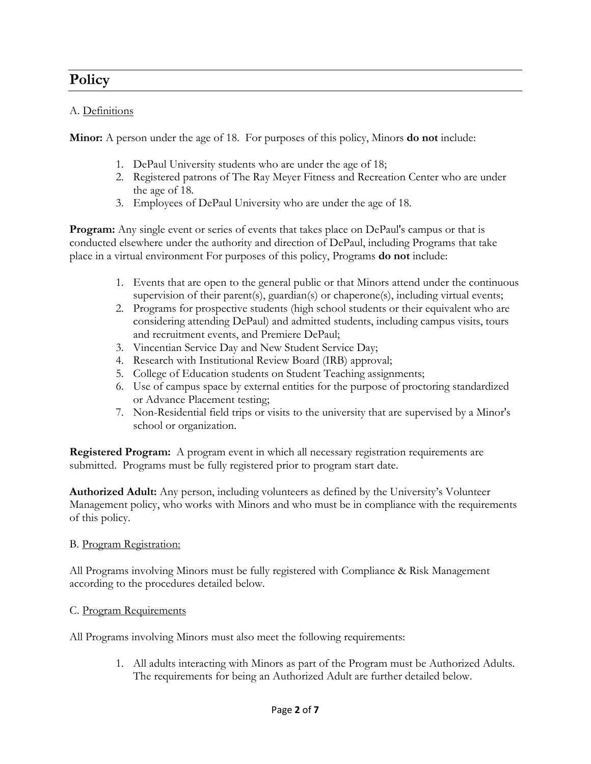## Policy

A. Definitions

**Minor:** A person under the age of 18. For purposes of this policy, Minors **do not** include:

1. DePaul University students who are under the age of 18;
2. Registered patrons of The Ray Meyer Fitness and Recreation Center who are under the age of 18.
3. Employees of DePaul University who are under the age of 18.

**Program:** Any single event or series of events that takes place on DePaul's campus or that is conducted elsewhere under the authority and direction of DePaul, including Programs that take place in a virtual environment For purposes of this policy, Programs **do not** include:

1. Events that are open to the general public or that Minors attend under the continuous supervision of their parent(s), guardian(s) or chaperone(s), including virtual events;
2. Programs for prospective students (high school students or their equivalent who are considering attending DePaul) and admitted students, including campus visits, tours and recruitment events, and Premiere DePaul;
3. Vincentian Service Day and New Student Service Day;
4. Research with Institutional Review Board (IRB) approval;
5. College of Education students on Student Teaching assignments;
6. Use of campus space by external entities for the purpose of proctoring standardized or Advance Placement testing;
7. Non-Residential field trips or visits to the university that are supervised by a Minor's school or organization.

**Registered Program:** A program event in which all necessary registration requirements are submitted. Programs must be fully registered prior to program start date.

**Authorized Adult:** Any person, including volunteers as defined by the University's Volunteer Management policy, who works with Minors and who must be in compliance with the requirements of this policy.

B. Program Registration:

All Programs involving Minors must be fully registered with Compliance & Risk Management according to the procedures detailed below.

C. Program Requirements

All Programs involving Minors must also meet the following requirements:

1. All adults interacting with Minors as part of the Program must be Authorized Adults. The requirements for being an Authorized Adult are further detailed below.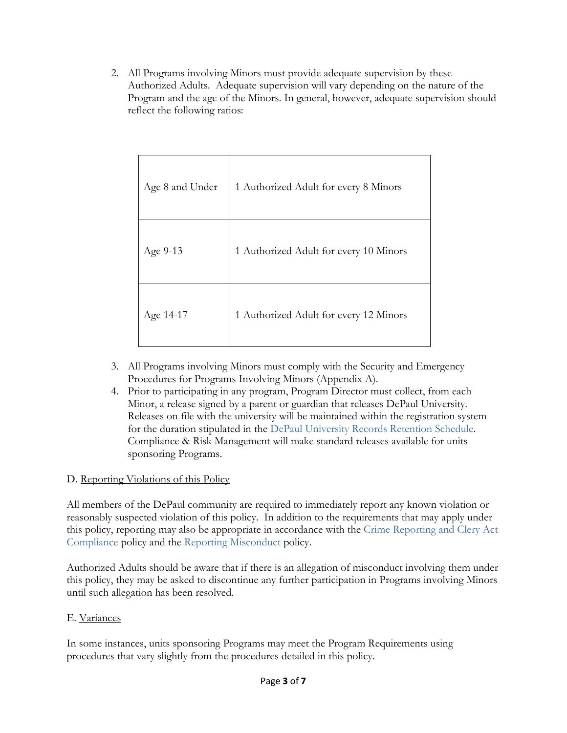2. All Programs involving Minors must provide adequate supervision by these Authorized Adults. Adequate supervision will vary depending on the nature of the Program and the age of the Minors. In general, however, adequate supervision should reflect the following ratios:

| | |
|---|---|
| Age 8 and Under | 1 Authorized Adult for every 8 Minors |
| Age 9-13 | 1 Authorized Adult for every 10 Minors |
| Age 14-17 | 1 Authorized Adult for every 12 Minors |

3. All Programs involving Minors must comply with the Security and Emergency Procedures for Programs Involving Minors (Appendix A).
4. Prior to participating in any program, Program Director must collect, from each Minor, a release signed by a parent or guardian that releases DePaul University. Releases on file with the university will be maintained within the registration system for the duration stipulated in the DePaul University Records Retention Schedule. Compliance & Risk Management will make standard releases available for units sponsoring Programs.

D. Reporting Violations of this Policy

All members of the DePaul community are required to immediately report any known violation or reasonably suspected violation of this policy. In addition to the requirements that may apply under this policy, reporting may also be appropriate in accordance with the Crime Reporting and Clery Act Compliance policy and the Reporting Misconduct policy.

Authorized Adults should be aware that if there is an allegation of misconduct involving them under this policy, they may be asked to discontinue any further participation in Programs involving Minors until such allegation has been resolved.

E. Variances

In some instances, units sponsoring Programs may meet the Program Requirements using procedures that vary slightly from the procedures detailed in this policy.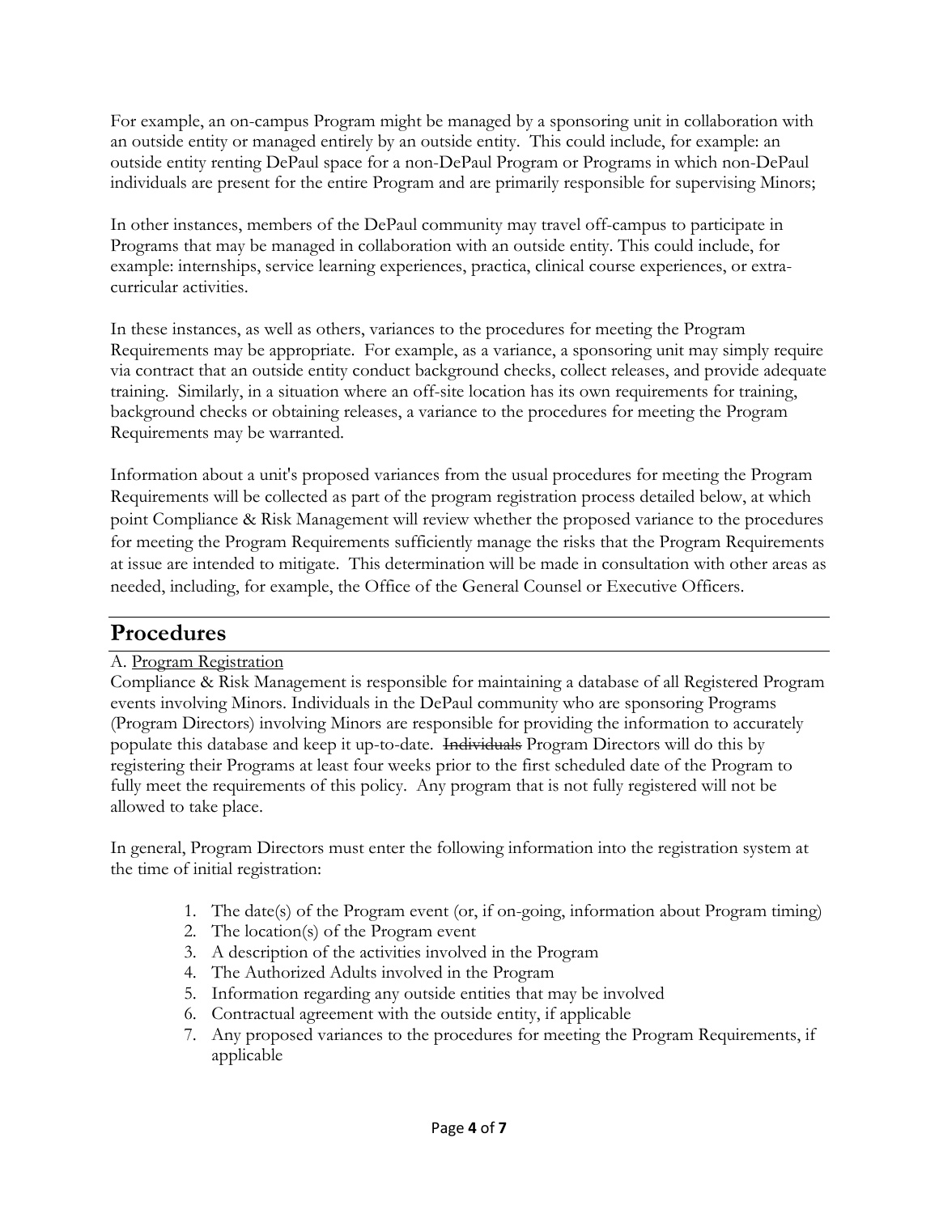For example, an on-campus Program might be managed by a sponsoring unit in collaboration with an outside entity or managed entirely by an outside entity. This could include, for example: an outside entity renting DePaul space for a non-DePaul Program or Programs in which non-DePaul individuals are present for the entire Program and are primarily responsible for supervising Minors;

In other instances, members of the DePaul community may travel off-campus to participate in Programs that may be managed in collaboration with an outside entity. This could include, for example: internships, service learning experiences, practica, clinical course experiences, or extra-curricular activities.

In these instances, as well as others, variances to the procedures for meeting the Program Requirements may be appropriate. For example, as a variance, a sponsoring unit may simply require via contract that an outside entity conduct background checks, collect releases, and provide adequate training. Similarly, in a situation where an off-site location has its own requirements for training, background checks or obtaining releases, a variance to the procedures for meeting the Program Requirements may be warranted.

Information about a unit's proposed variances from the usual procedures for meeting the Program Requirements will be collected as part of the program registration process detailed below, at which point Compliance & Risk Management will review whether the proposed variance to the procedures for meeting the Program Requirements sufficiently manage the risks that the Program Requirements at issue are intended to mitigate. This determination will be made in consultation with other areas as needed, including, for example, the Office of the General Counsel or Executive Officers.

## Procedures

A. Program Registration

Compliance & Risk Management is responsible for maintaining a database of all Registered Program events involving Minors. Individuals in the DePaul community who are sponsoring Programs (Program Directors) involving Minors are responsible for providing the information to accurately populate this database and keep it up-to-date. ~~Individuals~~ Program Directors will do this by registering their Programs at least four weeks prior to the first scheduled date of the Program to fully meet the requirements of this policy. Any program that is not fully registered will not be allowed to take place.

In general, Program Directors must enter the following information into the registration system at the time of initial registration:

1. The date(s) of the Program event (or, if on-going, information about Program timing)
2. The location(s) of the Program event
3. A description of the activities involved in the Program
4. The Authorized Adults involved in the Program
5. Information regarding any outside entities that may be involved
6. Contractual agreement with the outside entity, if applicable
7. Any proposed variances to the procedures for meeting the Program Requirements, if applicable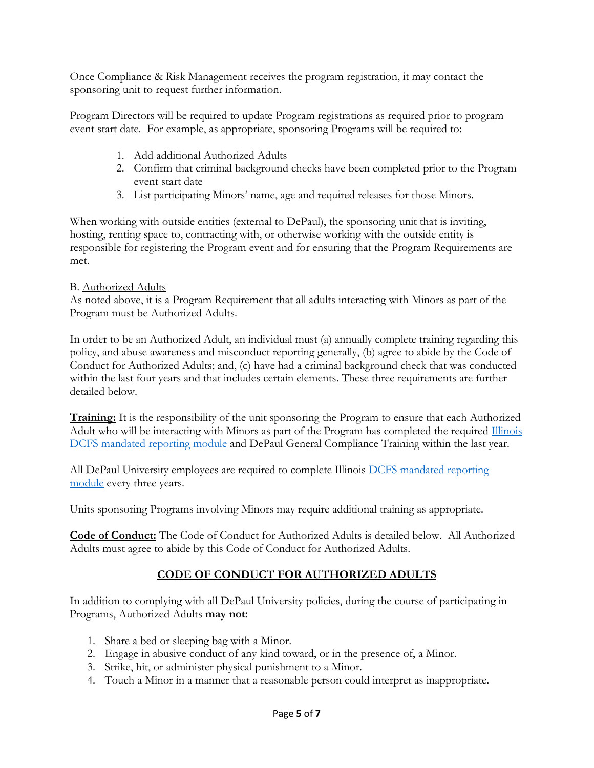Once Compliance & Risk Management receives the program registration, it may contact the sponsoring unit to request further information.

Program Directors will be required to update Program registrations as required prior to program event start date. For example, as appropriate, sponsoring Programs will be required to:

1. Add additional Authorized Adults
2. Confirm that criminal background checks have been completed prior to the Program event start date
3. List participating Minors' name, age and required releases for those Minors.

When working with outside entities (external to DePaul), the sponsoring unit that is inviting, hosting, renting space to, contracting with, or otherwise working with the outside entity is responsible for registering the Program event and for ensuring that the Program Requirements are met.

B. Authorized Adults

As noted above, it is a Program Requirement that all adults interacting with Minors as part of the Program must be Authorized Adults.

In order to be an Authorized Adult, an individual must (a) annually complete training regarding this policy, and abuse awareness and misconduct reporting generally, (b) agree to abide by the Code of Conduct for Authorized Adults; and, (c) have had a criminal background check that was conducted within the last four years and that includes certain elements. These three requirements are further detailed below.

**Training:** It is the responsibility of the unit sponsoring the Program to ensure that each Authorized Adult who will be interacting with Minors as part of the Program has completed the required Illinois DCFS mandated reporting module and DePaul General Compliance Training within the last year.

All DePaul University employees are required to complete Illinois DCFS mandated reporting module every three years.

Units sponsoring Programs involving Minors may require additional training as appropriate.

**Code of Conduct:** The Code of Conduct for Authorized Adults is detailed below. All Authorized Adults must agree to abide by this Code of Conduct for Authorized Adults.

## CODE OF CONDUCT FOR AUTHORIZED ADULTS

In addition to complying with all DePaul University policies, during the course of participating in Programs, Authorized Adults **may not:**

1. Share a bed or sleeping bag with a Minor.
2. Engage in abusive conduct of any kind toward, or in the presence of, a Minor.
3. Strike, hit, or administer physical punishment to a Minor.
4. Touch a Minor in a manner that a reasonable person could interpret as inappropriate.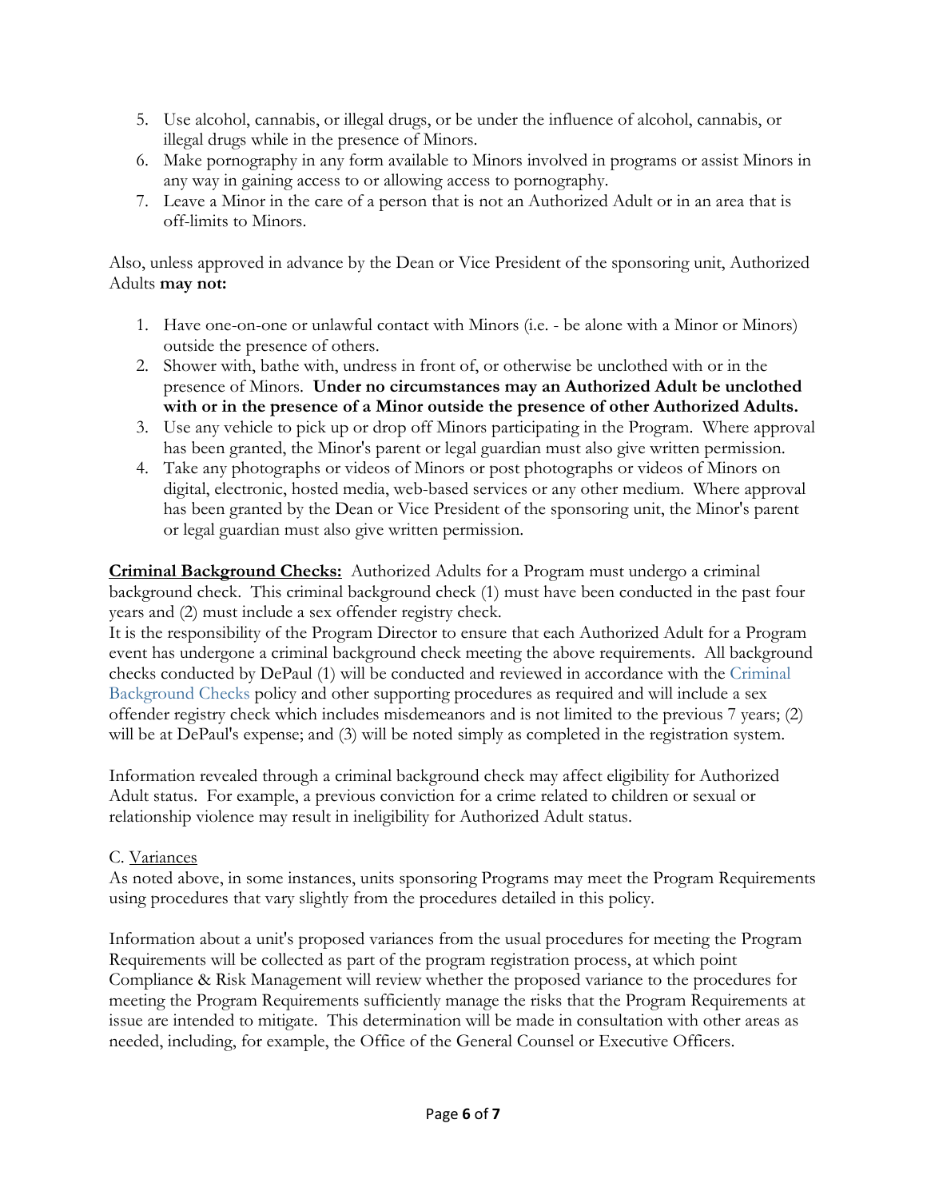5. Use alcohol, cannabis, or illegal drugs, or be under the influence of alcohol, cannabis, or illegal drugs while in the presence of Minors.
6. Make pornography in any form available to Minors involved in programs or assist Minors in any way in gaining access to or allowing access to pornography.
7. Leave a Minor in the care of a person that is not an Authorized Adult or in an area that is off-limits to Minors.

Also, unless approved in advance by the Dean or Vice President of the sponsoring unit, Authorized Adults **may not:**

1. Have one-on-one or unlawful contact with Minors (i.e. - be alone with a Minor or Minors) outside the presence of others.
2. Shower with, bathe with, undress in front of, or otherwise be unclothed with or in the presence of Minors. **Under no circumstances may an Authorized Adult be unclothed with or in the presence of a Minor outside the presence of other Authorized Adults.**
3. Use any vehicle to pick up or drop off Minors participating in the Program. Where approval has been granted, the Minor's parent or legal guardian must also give written permission.
4. Take any photographs or videos of Minors or post photographs or videos of Minors on digital, electronic, hosted media, web-based services or any other medium. Where approval has been granted by the Dean or Vice President of the sponsoring unit, the Minor's parent or legal guardian must also give written permission.

**Criminal Background Checks:** Authorized Adults for a Program must undergo a criminal background check. This criminal background check (1) must have been conducted in the past four years and (2) must include a sex offender registry check.
It is the responsibility of the Program Director to ensure that each Authorized Adult for a Program event has undergone a criminal background check meeting the above requirements. All background checks conducted by DePaul (1) will be conducted and reviewed in accordance with the Criminal Background Checks policy and other supporting procedures as required and will include a sex offender registry check which includes misdemeanors and is not limited to the previous 7 years; (2) will be at DePaul's expense; and (3) will be noted simply as completed in the registration system.

Information revealed through a criminal background check may affect eligibility for Authorized Adult status. For example, a previous conviction for a crime related to children or sexual or relationship violence may result in ineligibility for Authorized Adult status.

C. Variances

As noted above, in some instances, units sponsoring Programs may meet the Program Requirements using procedures that vary slightly from the procedures detailed in this policy.

Information about a unit's proposed variances from the usual procedures for meeting the Program Requirements will be collected as part of the program registration process, at which point Compliance & Risk Management will review whether the proposed variance to the procedures for meeting the Program Requirements sufficiently manage the risks that the Program Requirements at issue are intended to mitigate. This determination will be made in consultation with other areas as needed, including, for example, the Office of the General Counsel or Executive Officers.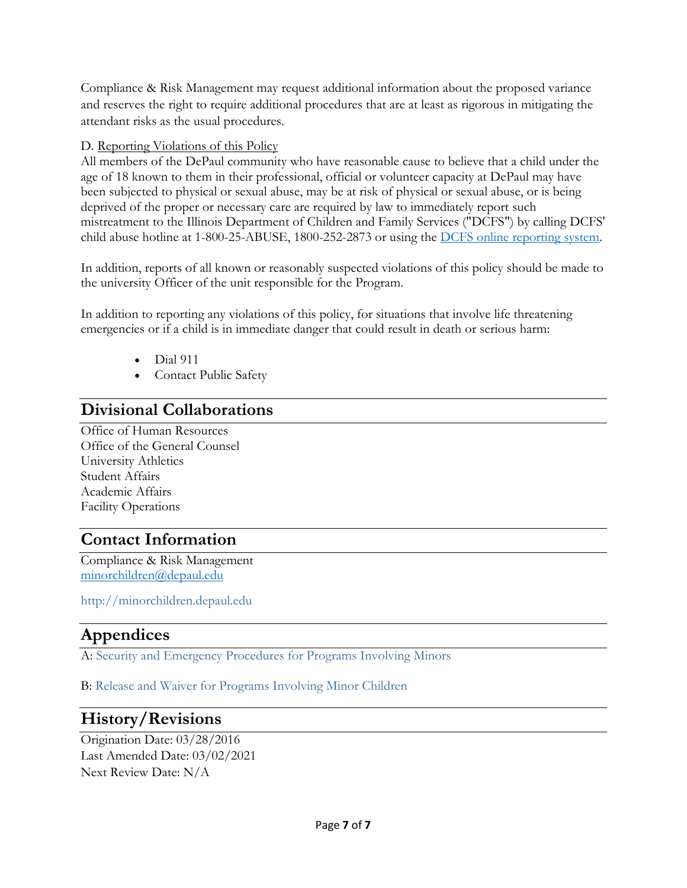Compliance & Risk Management may request additional information about the proposed variance and reserves the right to require additional procedures that are at least as rigorous in mitigating the attendant risks as the usual procedures.

D. Reporting Violations of this Policy

All members of the DePaul community who have reasonable cause to believe that a child under the age of 18 known to them in their professional, official or volunteer capacity at DePaul may have been subjected to physical or sexual abuse, may be at risk of physical or sexual abuse, or is being deprived of the proper or necessary care are required by law to immediately report such mistreatment to the Illinois Department of Children and Family Services ("DCFS") by calling DCFS' child abuse hotline at 1-800-25-ABUSE, 1800-252-2873 or using the DCFS online reporting system.

In addition, reports of all known or reasonably suspected violations of this policy should be made to the university Officer of the unit responsible for the Program.

In addition to reporting any violations of this policy, for situations that involve life threatening emergencies or if a child is in immediate danger that could result in death or serious harm:

- Dial 911
- Contact Public Safety

## Divisional Collaborations

Office of Human Resources
Office of the General Counsel
University Athletics
Student Affairs
Academic Affairs
Facility Operations

## Contact Information

Compliance & Risk Management
minorchildren@depaul.edu

http://minorchildren.depaul.edu

## Appendices

A: Security and Emergency Procedures for Programs Involving Minors

B: Release and Waiver for Programs Involving Minor Children

## History/Revisions

Origination Date: 03/28/2016
Last Amended Date: 03/02/2021
Next Review Date: N/A